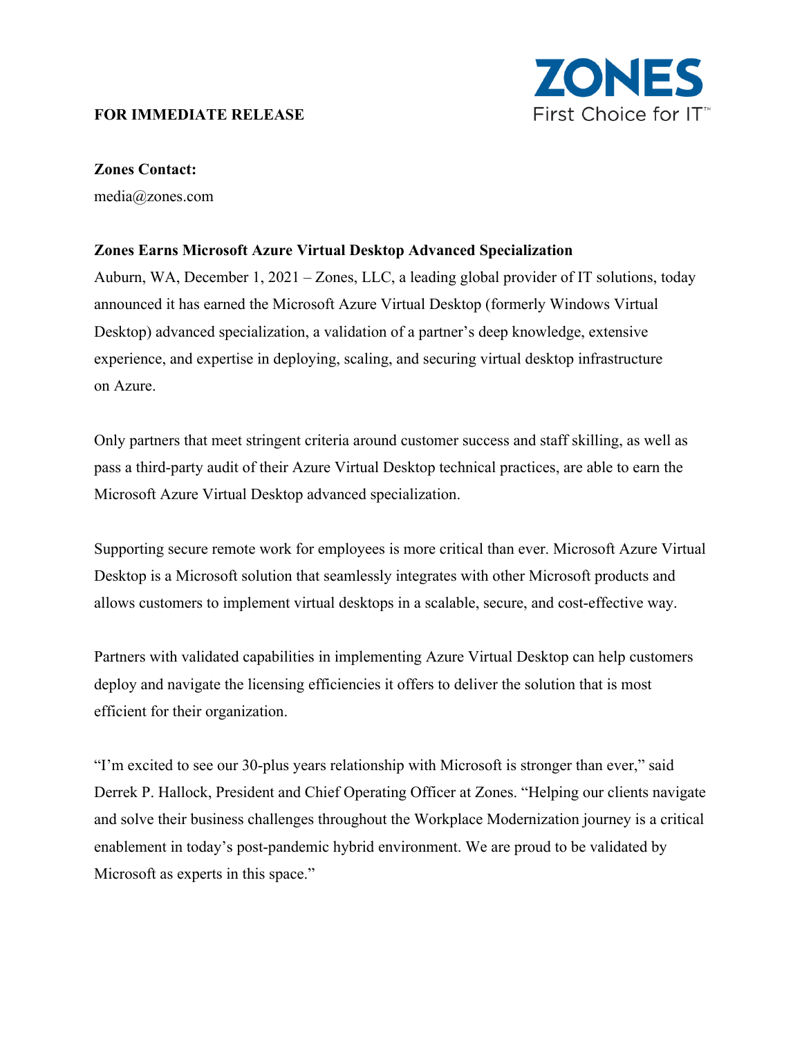**FOR IMMEDIATE RELEASE**

ZONES
First Choice for IT™

**Zones Contact:**
media@zones.com

**Zones Earns Microsoft Azure Virtual Desktop Advanced Specialization**

Auburn, WA, December 1, 2021 – Zones, LLC, a leading global provider of IT solutions, today announced it has earned the Microsoft Azure Virtual Desktop (formerly Windows Virtual Desktop) advanced specialization, a validation of a partner's deep knowledge, extensive experience, and expertise in deploying, scaling, and securing virtual desktop infrastructure on Azure.

Only partners that meet stringent criteria around customer success and staff skilling, as well as pass a third-party audit of their Azure Virtual Desktop technical practices, are able to earn the Microsoft Azure Virtual Desktop advanced specialization.

Supporting secure remote work for employees is more critical than ever. Microsoft Azure Virtual Desktop is a Microsoft solution that seamlessly integrates with other Microsoft products and allows customers to implement virtual desktops in a scalable, secure, and cost-effective way.

Partners with validated capabilities in implementing Azure Virtual Desktop can help customers deploy and navigate the licensing efficiencies it offers to deliver the solution that is most efficient for their organization.

"I'm excited to see our 30-plus years relationship with Microsoft is stronger than ever," said Derrek P. Hallock, President and Chief Operating Officer at Zones. "Helping our clients navigate and solve their business challenges throughout the Workplace Modernization journey is a critical enablement in today's post-pandemic hybrid environment. We are proud to be validated by Microsoft as experts in this space."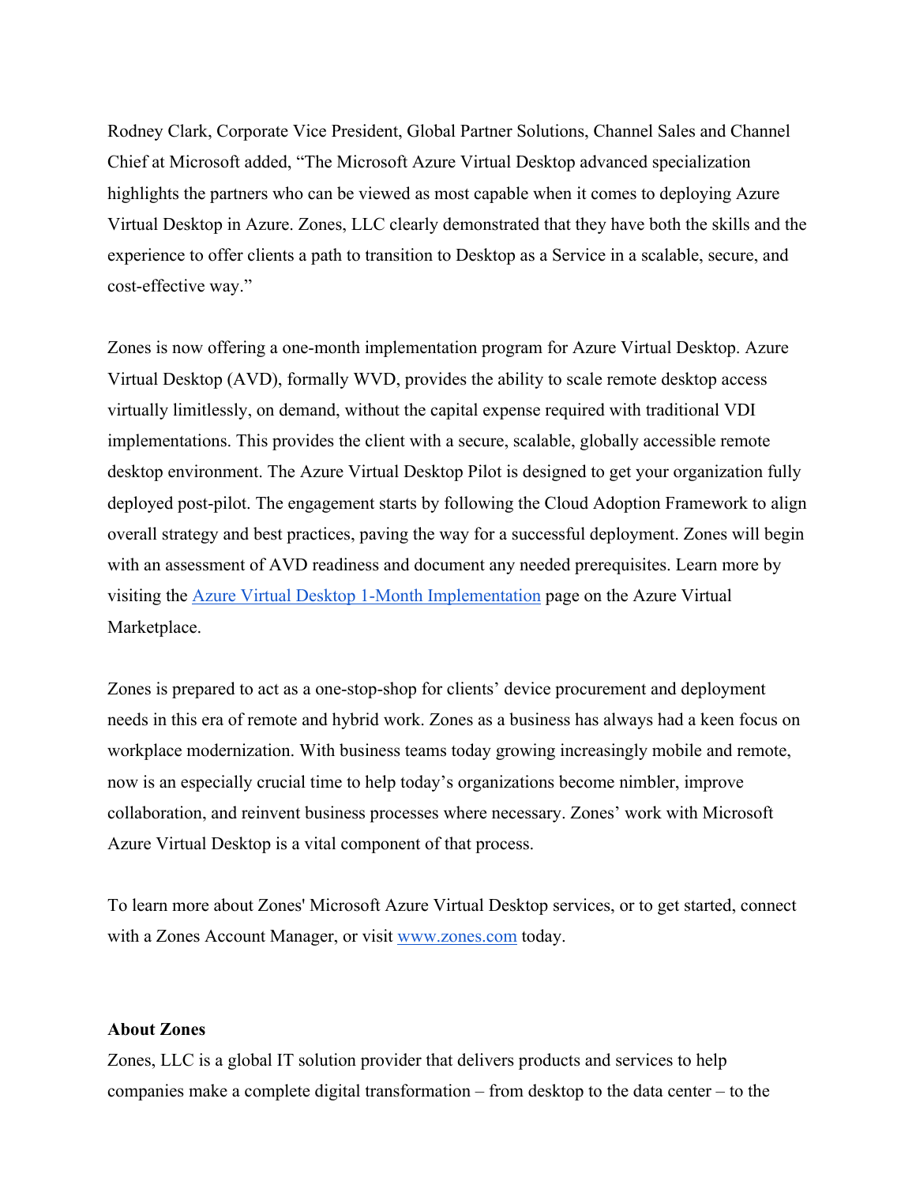Rodney Clark, Corporate Vice President, Global Partner Solutions, Channel Sales and Channel Chief at Microsoft added, "The Microsoft Azure Virtual Desktop advanced specialization highlights the partners who can be viewed as most capable when it comes to deploying Azure Virtual Desktop in Azure. Zones, LLC clearly demonstrated that they have both the skills and the experience to offer clients a path to transition to Desktop as a Service in a scalable, secure, and cost-effective way."

Zones is now offering a one-month implementation program for Azure Virtual Desktop. Azure Virtual Desktop (AVD), formally WVD, provides the ability to scale remote desktop access virtually limitlessly, on demand, without the capital expense required with traditional VDI implementations. This provides the client with a secure, scalable, globally accessible remote desktop environment. The Azure Virtual Desktop Pilot is designed to get your organization fully deployed post-pilot. The engagement starts by following the Cloud Adoption Framework to align overall strategy and best practices, paving the way for a successful deployment. Zones will begin with an assessment of AVD readiness and document any needed prerequisites. Learn more by visiting the [Azure Virtual Desktop 1-Month Implementation]() page on the Azure Virtual Marketplace.

Zones is prepared to act as a one-stop-shop for clients' device procurement and deployment needs in this era of remote and hybrid work. Zones as a business has always had a keen focus on workplace modernization. With business teams today growing increasingly mobile and remote, now is an especially crucial time to help today's organizations become nimbler, improve collaboration, and reinvent business processes where necessary. Zones' work with Microsoft Azure Virtual Desktop is a vital component of that process.

To learn more about Zones' Microsoft Azure Virtual Desktop services, or to get started, connect with a Zones Account Manager, or visit [www.zones.com](http://www.zones.com) today.

**About Zones**

Zones, LLC is a global IT solution provider that delivers products and services to help companies make a complete digital transformation – from desktop to the data center – to the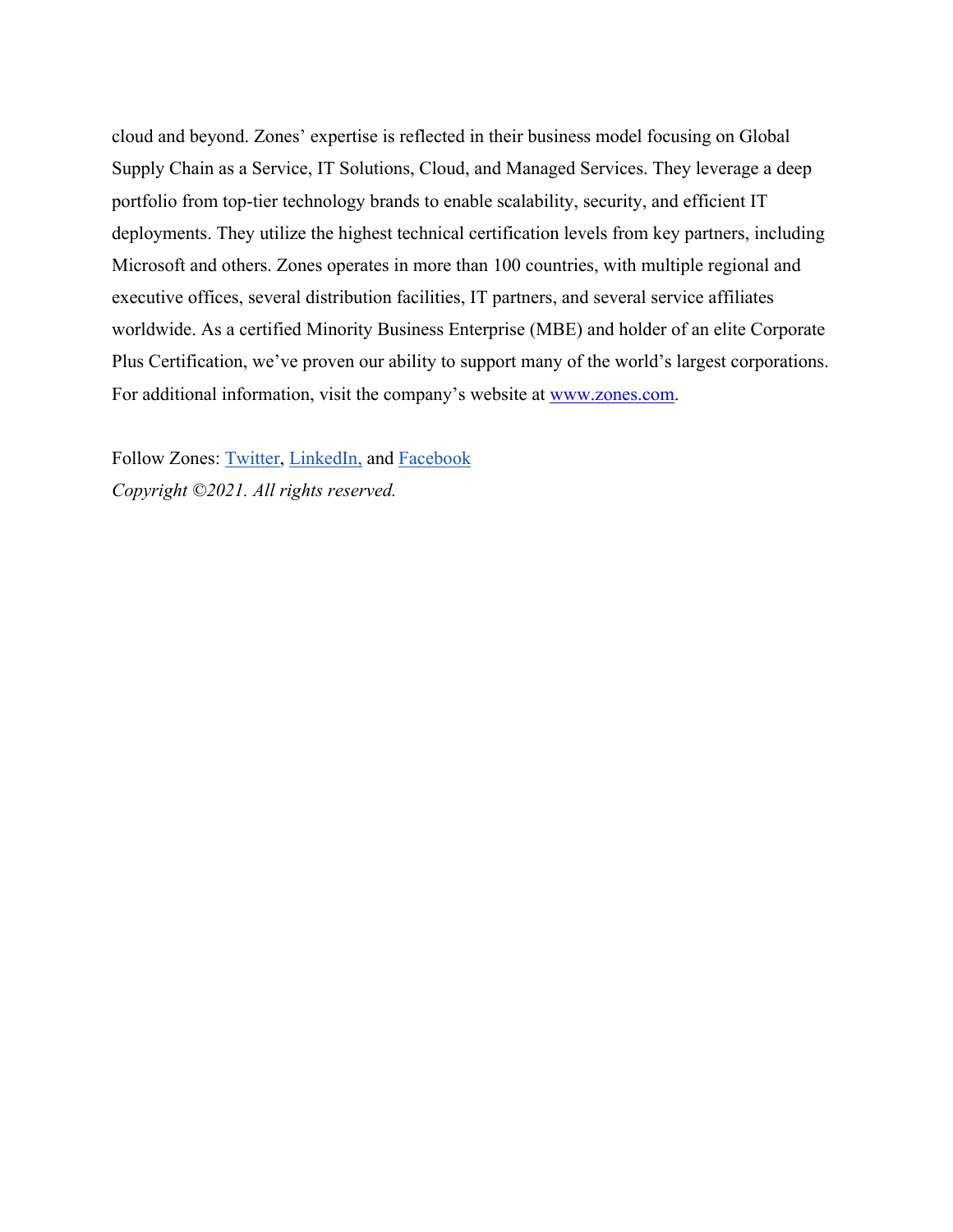cloud and beyond. Zones' expertise is reflected in their business model focusing on Global Supply Chain as a Service, IT Solutions, Cloud, and Managed Services. They leverage a deep portfolio from top-tier technology brands to enable scalability, security, and efficient IT deployments. They utilize the highest technical certification levels from key partners, including Microsoft and others. Zones operates in more than 100 countries, with multiple regional and executive offices, several distribution facilities, IT partners, and several service affiliates worldwide. As a certified Minority Business Enterprise (MBE) and holder of an elite Corporate Plus Certification, we've proven our ability to support many of the world's largest corporations. For additional information, visit the company's website at www.zones.com.

Follow Zones: Twitter, LinkedIn, and Facebook
*Copyright ©2021. All rights reserved.*